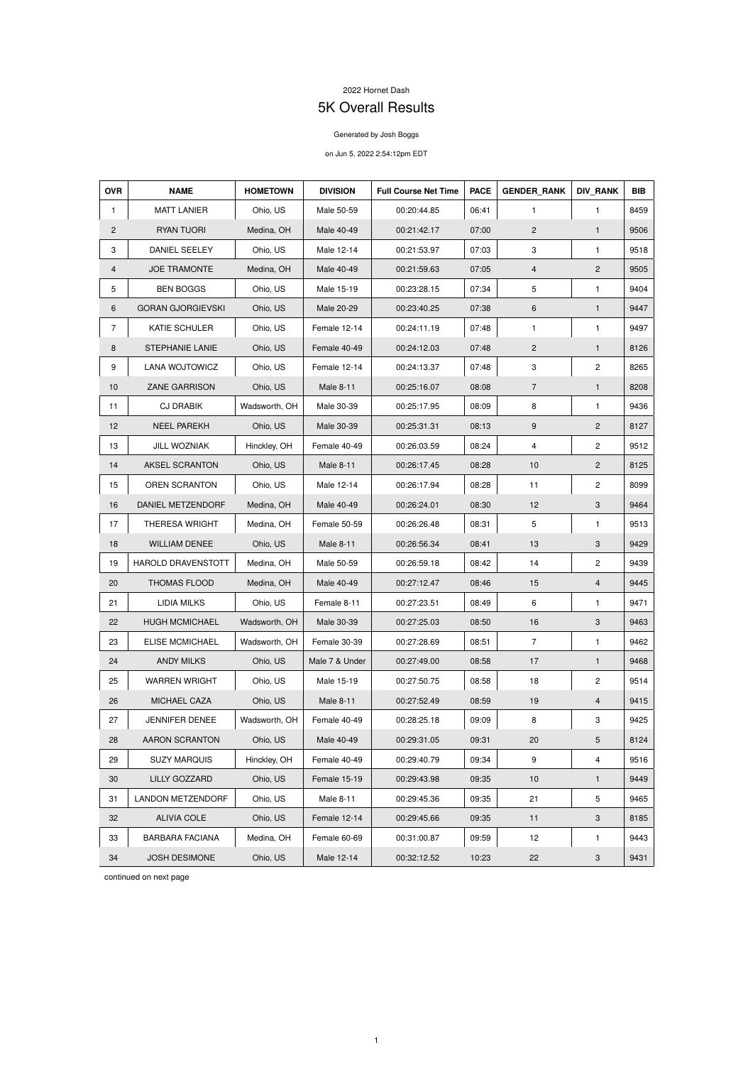2022 Hornet Dash

# 5K Overall Results

Generated by Josh Boggs

on Jun 5, 2022 2:54:12pm EDT

| OVR | NAME | HOMETOWN | DIVISION | Full Course Net Time | PACE | GENDER_RANK | DIV_RANK | BIB |
|---|---|---|---|---|---|---|---|---|
| 1 | MATT LANIER | Ohio, US | Male 50-59 | 00:20:44.85 | 06:41 | 1 | 1 | 8459 |
| 2 | RYAN TUORI | Medina, OH | Male 40-49 | 00:21:42.17 | 07:00 | 2 | 1 | 9506 |
| 3 | DANIEL SEELEY | Ohio, US | Male 12-14 | 00:21:53.97 | 07:03 | 3 | 1 | 9518 |
| 4 | JOE TRAMONTE | Medina, OH | Male 40-49 | 00:21:59.63 | 07:05 | 4 | 2 | 9505 |
| 5 | BEN BOGGS | Ohio, US | Male 15-19 | 00:23:28.15 | 07:34 | 5 | 1 | 9404 |
| 6 | GORAN GJORGJIEVSKI | Ohio, US | Male 20-29 | 00:23:40.25 | 07:38 | 6 | 1 | 9447 |
| 7 | KATIE SCHULER | Ohio, US | Female 12-14 | 00:24:11.19 | 07:48 | 1 | 1 | 9497 |
| 8 | STEPHANIE LANIE | Ohio, US | Female 40-49 | 00:24:12.03 | 07:48 | 2 | 1 | 8126 |
| 9 | LANA WOJTOWICZ | Ohio, US | Female 12-14 | 00:24:13.37 | 07:48 | 3 | 2 | 8265 |
| 10 | ZANE GARRISON | Ohio, US | Male 8-11 | 00:25:16.07 | 08:08 | 7 | 1 | 8208 |
| 11 | CJ DRABIK | Wadsworth, OH | Male 30-39 | 00:25:17.95 | 08:09 | 8 | 1 | 9436 |
| 12 | NEEL PAREKH | Ohio, US | Male 30-39 | 00:25:31.31 | 08:13 | 9 | 2 | 8127 |
| 13 | JILL WOZNIAK | Hinckley, OH | Female 40-49 | 00:26:03.59 | 08:24 | 4 | 2 | 9512 |
| 14 | AKSEL SCRANTON | Ohio, US | Male 8-11 | 00:26:17.45 | 08:28 | 10 | 2 | 8125 |
| 15 | OREN SCRANTON | Ohio, US | Male 12-14 | 00:26:17.94 | 08:28 | 11 | 2 | 8099 |
| 16 | DANIEL METZENDORF | Medina, OH | Male 40-49 | 00:26:24.01 | 08:30 | 12 | 3 | 9464 |
| 17 | THERESA WRIGHT | Medina, OH | Female 50-59 | 00:26:26.48 | 08:31 | 5 | 1 | 9513 |
| 18 | WILLIAM DENEE | Ohio, US | Male 8-11 | 00:26:56.34 | 08:41 | 13 | 3 | 9429 |
| 19 | HAROLD DRAVENSTOTT | Medina, OH | Male 50-59 | 00:26:59.18 | 08:42 | 14 | 2 | 9439 |
| 20 | THOMAS FLOOD | Medina, OH | Male 40-49 | 00:27:12.47 | 08:46 | 15 | 4 | 9445 |
| 21 | LIDIA MILKS | Ohio, US | Female 8-11 | 00:27:23.51 | 08:49 | 6 | 1 | 9471 |
| 22 | HUGH MCMICHAEL | Wadsworth, OH | Male 30-39 | 00:27:25.03 | 08:50 | 16 | 3 | 9463 |
| 23 | ELISE MCMICHAEL | Wadsworth, OH | Female 30-39 | 00:27:28.69 | 08:51 | 7 | 1 | 9462 |
| 24 | ANDY MILKS | Ohio, US | Male 7 & Under | 00:27:49.00 | 08:58 | 17 | 1 | 9468 |
| 25 | WARREN WRIGHT | Ohio, US | Male 15-19 | 00:27:50.75 | 08:58 | 18 | 2 | 9514 |
| 26 | MICHAEL CAZA | Ohio, US | Male 8-11 | 00:27:52.49 | 08:59 | 19 | 4 | 9415 |
| 27 | JENNIFER DENEE | Wadsworth, OH | Female 40-49 | 00:28:25.18 | 09:09 | 8 | 3 | 9425 |
| 28 | AARON SCRANTON | Ohio, US | Male 40-49 | 00:29:31.05 | 09:31 | 20 | 5 | 8124 |
| 29 | SUZY MARQUIS | Hinckley, OH | Female 40-49 | 00:29:40.79 | 09:34 | 9 | 4 | 9516 |
| 30 | LILLY GOZZARD | Ohio, US | Female 15-19 | 00:29:43.98 | 09:35 | 10 | 1 | 9449 |
| 31 | LANDON METZENDORF | Ohio, US | Male 8-11 | 00:29:45.36 | 09:35 | 21 | 5 | 9465 |
| 32 | ALIVIA COLE | Ohio, US | Female 12-14 | 00:29:45.66 | 09:35 | 11 | 3 | 8185 |
| 33 | BARBARA FACIANA | Medina, OH | Female 60-69 | 00:31:00.87 | 09:59 | 12 | 1 | 9443 |
| 34 | JOSH DESIMONE | Ohio, US | Male 12-14 | 00:32:12.52 | 10:23 | 22 | 3 | 9431 |

continued on next page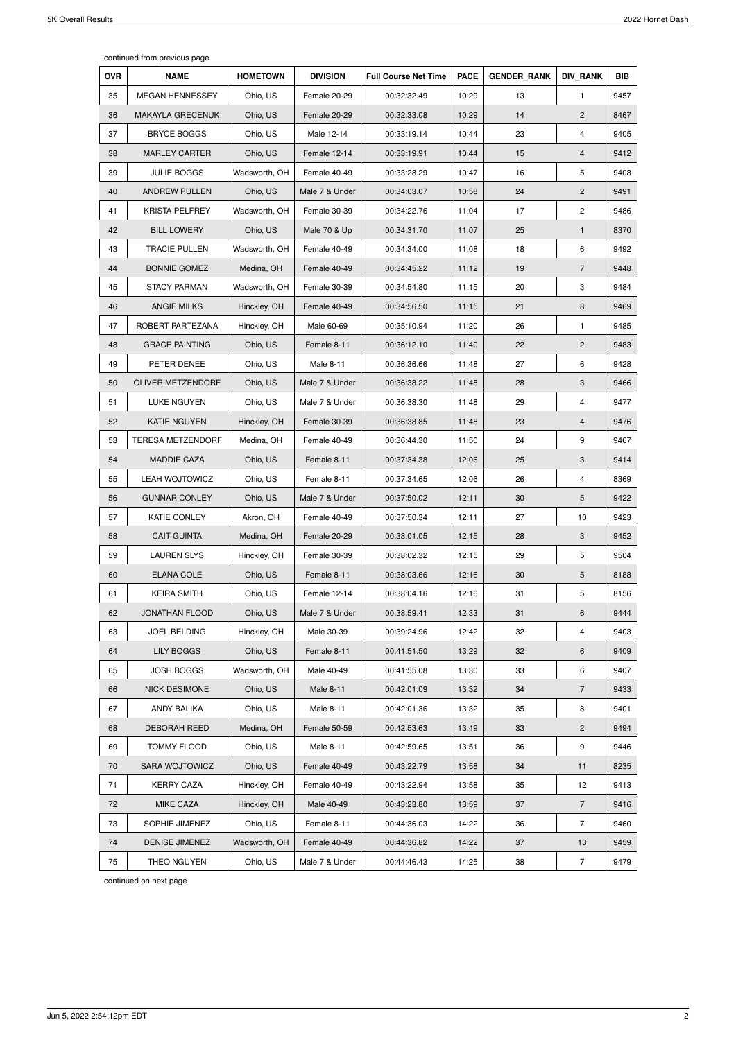continued from previous page

| OVR | NAME | HOMETOWN | DIVISION | Full Course Net Time | PACE | GENDER_RANK | DIV_RANK | BIB |
|---|---|---|---|---|---|---|---|---|
| 35 | MEGAN HENNESSEY | Ohio, US | Female 20-29 | 00:32:32.49 | 10:29 | 13 | 1 | 9457 |
| 36 | MAKAYLA GRECENUK | Ohio, US | Female 20-29 | 00:32:33.08 | 10:29 | 14 | 2 | 8467 |
| 37 | BRYCE BOGGS | Ohio, US | Male 12-14 | 00:33:19.14 | 10:44 | 23 | 4 | 9405 |
| 38 | MARLEY CARTER | Ohio, US | Female 12-14 | 00:33:19.91 | 10:44 | 15 | 4 | 9412 |
| 39 | JULIE BOGGS | Wadsworth, OH | Female 40-49 | 00:33:28.29 | 10:47 | 16 | 5 | 9408 |
| 40 | ANDREW PULLEN | Ohio, US | Male 7 & Under | 00:34:03.07 | 10:58 | 24 | 2 | 9491 |
| 41 | KRISTA PELFREY | Wadsworth, OH | Female 30-39 | 00:34:22.76 | 11:04 | 17 | 2 | 9486 |
| 42 | BILL LOWERY | Ohio, US | Male 70 & Up | 00:34:31.70 | 11:07 | 25 | 1 | 8370 |
| 43 | TRACIE PULLEN | Wadsworth, OH | Female 40-49 | 00:34:34.00 | 11:08 | 18 | 6 | 9492 |
| 44 | BONNIE GOMEZ | Medina, OH | Female 40-49 | 00:34:45.22 | 11:12 | 19 | 7 | 9448 |
| 45 | STACY PARMAN | Wadsworth, OH | Female 30-39 | 00:34:54.80 | 11:15 | 20 | 3 | 9484 |
| 46 | ANGIE MILKS | Hinckley, OH | Female 40-49 | 00:34:56.50 | 11:15 | 21 | 8 | 9469 |
| 47 | ROBERT PARTEZANA | Hinckley, OH | Male 60-69 | 00:35:10.94 | 11:20 | 26 | 1 | 9485 |
| 48 | GRACE PAINTING | Ohio, US | Female 8-11 | 00:36:12.10 | 11:40 | 22 | 2 | 9483 |
| 49 | PETER DENEE | Ohio, US | Male 8-11 | 00:36:36.66 | 11:48 | 27 | 6 | 9428 |
| 50 | OLIVER METZENDORF | Ohio, US | Male 7 & Under | 00:36:38.22 | 11:48 | 28 | 3 | 9466 |
| 51 | LUKE NGUYEN | Ohio, US | Male 7 & Under | 00:36:38.30 | 11:48 | 29 | 4 | 9477 |
| 52 | KATIE NGUYEN | Hinckley, OH | Female 30-39 | 00:36:38.85 | 11:48 | 23 | 4 | 9476 |
| 53 | TERESA METZENDORF | Medina, OH | Female 40-49 | 00:36:44.30 | 11:50 | 24 | 9 | 9467 |
| 54 | MADDIE CAZA | Ohio, US | Female 8-11 | 00:37:34.38 | 12:06 | 25 | 3 | 9414 |
| 55 | LEAH WOJTOWICZ | Ohio, US | Female 8-11 | 00:37:34.65 | 12:06 | 26 | 4 | 8369 |
| 56 | GUNNAR CONLEY | Ohio, US | Male 7 & Under | 00:37:50.02 | 12:11 | 30 | 5 | 9422 |
| 57 | KATIE CONLEY | Akron, OH | Female 40-49 | 00:37:50.34 | 12:11 | 27 | 10 | 9423 |
| 58 | CAIT GUINTA | Medina, OH | Female 20-29 | 00:38:01.05 | 12:15 | 28 | 3 | 9452 |
| 59 | LAUREN SLYS | Hinckley, OH | Female 30-39 | 00:38:02.32 | 12:15 | 29 | 5 | 9504 |
| 60 | ELANA COLE | Ohio, US | Female 8-11 | 00:38:03.66 | 12:16 | 30 | 5 | 8188 |
| 61 | KEIRA SMITH | Ohio, US | Female 12-14 | 00:38:04.16 | 12:16 | 31 | 5 | 8156 |
| 62 | JONATHAN FLOOD | Ohio, US | Male 7 & Under | 00:38:59.41 | 12:33 | 31 | 6 | 9444 |
| 63 | JOEL BELDING | Hinckley, OH | Male 30-39 | 00:39:24.96 | 12:42 | 32 | 4 | 9403 |
| 64 | LILY BOGGS | Ohio, US | Female 8-11 | 00:41:51.50 | 13:29 | 32 | 6 | 9409 |
| 65 | JOSH BOGGS | Wadsworth, OH | Male 40-49 | 00:41:55.08 | 13:30 | 33 | 6 | 9407 |
| 66 | NICK DESIMONE | Ohio, US | Male 8-11 | 00:42:01.09 | 13:32 | 34 | 7 | 9433 |
| 67 | ANDY BALIKA | Ohio, US | Male 8-11 | 00:42:01.36 | 13:32 | 35 | 8 | 9401 |
| 68 | DEBORAH REED | Medina, OH | Female 50-59 | 00:42:53.63 | 13:49 | 33 | 2 | 9494 |
| 69 | TOMMY FLOOD | Ohio, US | Male 8-11 | 00:42:59.65 | 13:51 | 36 | 9 | 9446 |
| 70 | SARA WOJTOWICZ | Ohio, US | Female 40-49 | 00:43:22.79 | 13:58 | 34 | 11 | 8235 |
| 71 | KERRY CAZA | Hinckley, OH | Female 40-49 | 00:43:22.94 | 13:58 | 35 | 12 | 9413 |
| 72 | MIKE CAZA | Hinckley, OH | Male 40-49 | 00:43:23.80 | 13:59 | 37 | 7 | 9416 |
| 73 | SOPHIE JIMENEZ | Ohio, US | Female 8-11 | 00:44:36.03 | 14:22 | 36 | 7 | 9460 |
| 74 | DENISE JIMENEZ | Wadsworth, OH | Female 40-49 | 00:44:36.82 | 14:22 | 37 | 13 | 9459 |
| 75 | THEO NGUYEN | Ohio, US | Male 7 & Under | 00:44:46.43 | 14:25 | 38 | 7 | 9479 |

continued on next page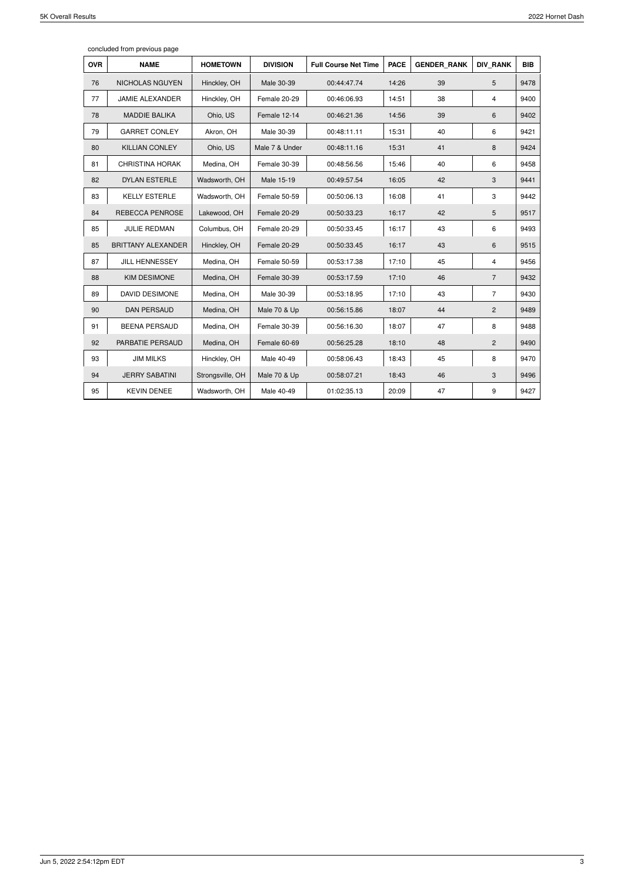concluded from previous page

| OVR | NAME | HOMETOWN | DIVISION | Full Course Net Time | PACE | GENDER_RANK | DIV_RANK | BIB |
|---|---|---|---|---|---|---|---|---|
| 76 | NICHOLAS NGUYEN | Hinckley, OH | Male 30-39 | 00:44:47.74 | 14:26 | 39 | 5 | 9478 |
| 77 | JAMIE ALEXANDER | Hinckley, OH | Female 20-29 | 00:46:06.93 | 14:51 | 38 | 4 | 9400 |
| 78 | MADDIE BALIKA | Ohio, US | Female 12-14 | 00:46:21.36 | 14:56 | 39 | 6 | 9402 |
| 79 | GARRET CONLEY | Akron, OH | Male 30-39 | 00:48:11.11 | 15:31 | 40 | 6 | 9421 |
| 80 | KILLIAN CONLEY | Ohio, US | Male 7 & Under | 00:48:11.16 | 15:31 | 41 | 8 | 9424 |
| 81 | CHRISTINA HORAK | Medina, OH | Female 30-39 | 00:48:56.56 | 15:46 | 40 | 6 | 9458 |
| 82 | DYLAN ESTERLE | Wadsworth, OH | Male 15-19 | 00:49:57.54 | 16:05 | 42 | 3 | 9441 |
| 83 | KELLY ESTERLE | Wadsworth, OH | Female 50-59 | 00:50:06.13 | 16:08 | 41 | 3 | 9442 |
| 84 | REBECCA PENROSE | Lakewood, OH | Female 20-29 | 00:50:33.23 | 16:17 | 42 | 5 | 9517 |
| 85 | JULIE REDMAN | Columbus, OH | Female 20-29 | 00:50:33.45 | 16:17 | 43 | 6 | 9493 |
| 85 | BRITTANY ALEXANDER | Hinckley, OH | Female 20-29 | 00:50:33.45 | 16:17 | 43 | 6 | 9515 |
| 87 | JILL HENNESSEY | Medina, OH | Female 50-59 | 00:53:17.38 | 17:10 | 45 | 4 | 9456 |
| 88 | KIM DESIMONE | Medina, OH | Female 30-39 | 00:53:17.59 | 17:10 | 46 | 7 | 9432 |
| 89 | DAVID DESIMONE | Medina, OH | Male 30-39 | 00:53:18.95 | 17:10 | 43 | 7 | 9430 |
| 90 | DAN PERSAUD | Medina, OH | Male 70 & Up | 00:56:15.86 | 18:07 | 44 | 2 | 9489 |
| 91 | BEENA PERSAUD | Medina, OH | Female 30-39 | 00:56:16.30 | 18:07 | 47 | 8 | 9488 |
| 92 | PARBATIE PERSAUD | Medina, OH | Female 60-69 | 00:56:25.28 | 18:10 | 48 | 2 | 9490 |
| 93 | JIM MILKS | Hinckley, OH | Male 40-49 | 00:58:06.43 | 18:43 | 45 | 8 | 9470 |
| 94 | JERRY SABATINI | Strongsville, OH | Male 70 & Up | 00:58:07.21 | 18:43 | 46 | 3 | 9496 |
| 95 | KEVIN DENEE | Wadsworth, OH | Male 40-49 | 01:02:35.13 | 20:09 | 47 | 9 | 9427 |